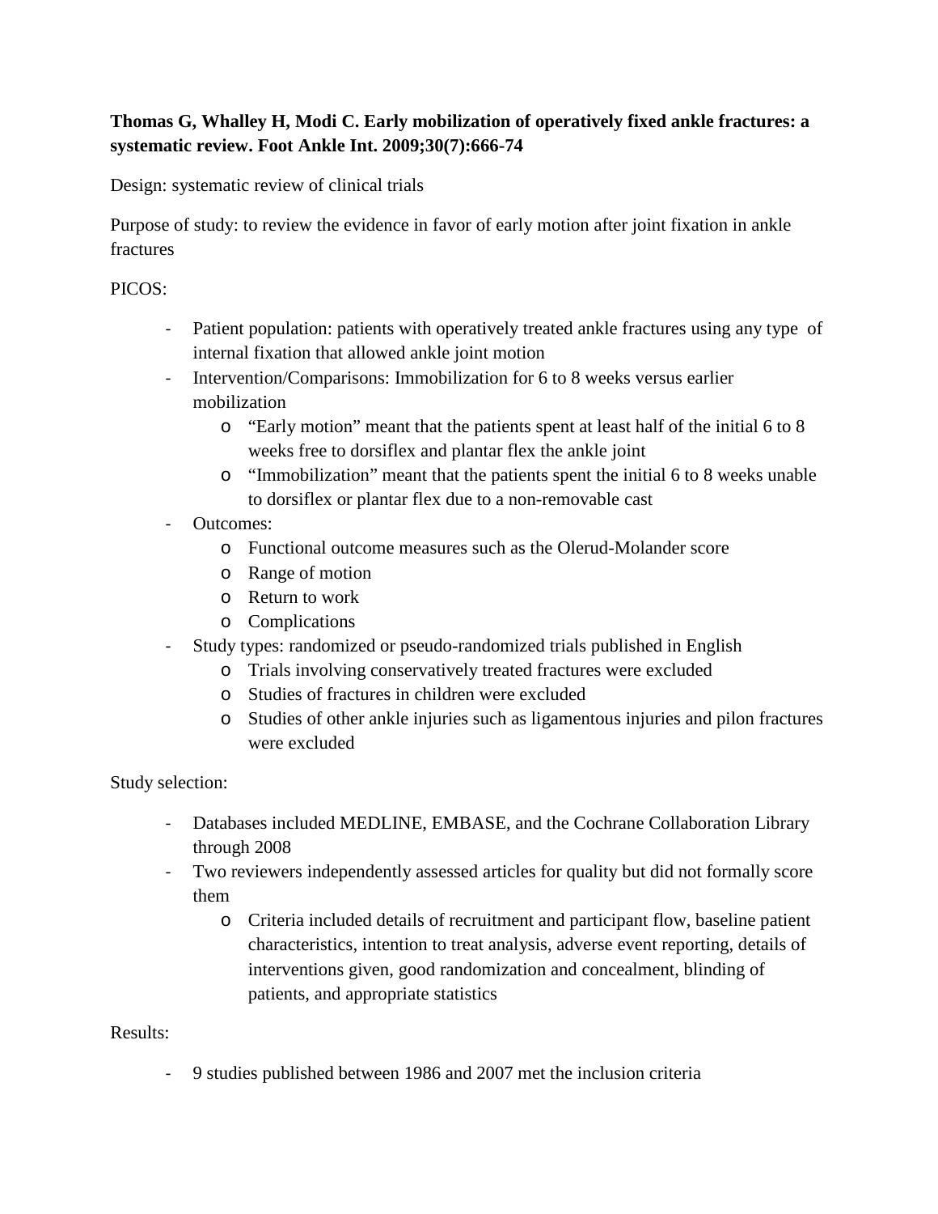**Thomas G, Whalley H, Modi C. Early mobilization of operatively fixed ankle fractures: a systematic review. Foot Ankle Int. 2009;30(7):666-74**

Design: systematic review of clinical trials

Purpose of study: to review the evidence in favor of early motion after joint fixation in ankle fractures

PICOS:

- Patient population: patients with operatively treated ankle fractures using any type of internal fixation that allowed ankle joint motion
- Intervention/Comparisons: Immobilization for 6 to 8 weeks versus earlier mobilization
    - "Early motion" meant that the patients spent at least half of the initial 6 to 8 weeks free to dorsiflex and plantar flex the ankle joint
    - "Immobilization" meant that the patients spent the initial 6 to 8 weeks unable to dorsiflex or plantar flex due to a non-removable cast
- Outcomes:
    - Functional outcome measures such as the Olerud-Molander score
    - Range of motion
    - Return to work
    - Complications
- Study types: randomized or pseudo-randomized trials published in English
    - Trials involving conservatively treated fractures were excluded
    - Studies of fractures in children were excluded
    - Studies of other ankle injuries such as ligamentous injuries and pilon fractures were excluded

Study selection:

- Databases included MEDLINE, EMBASE, and the Cochrane Collaboration Library through 2008
- Two reviewers independently assessed articles for quality but did not formally score them
    - Criteria included details of recruitment and participant flow, baseline patient characteristics, intention to treat analysis, adverse event reporting, details of interventions given, good randomization and concealment, blinding of patients, and appropriate statistics

Results:

- 9 studies published between 1986 and 2007 met the inclusion criteria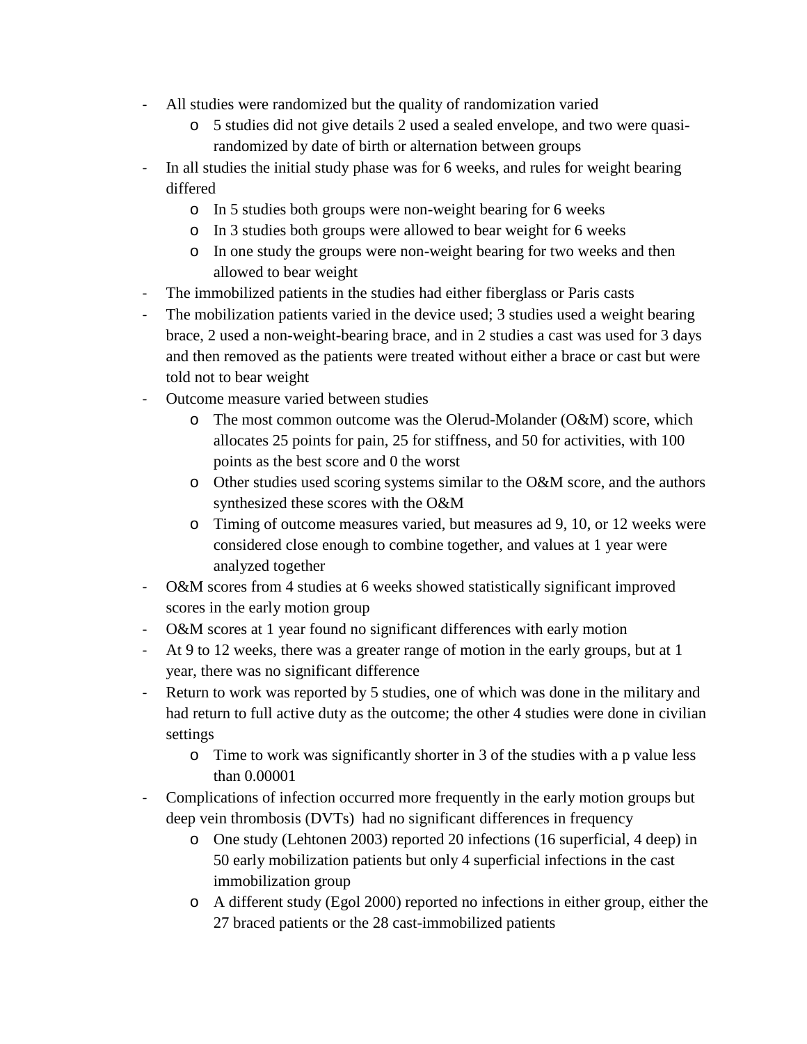- All studies were randomized but the quality of randomization varied
  - 5 studies did not give details 2 used a sealed envelope, and two were quasi-randomized by date of birth or alternation between groups
- In all studies the initial study phase was for 6 weeks, and rules for weight bearing differed
  - In 5 studies both groups were non-weight bearing for 6 weeks
  - In 3 studies both groups were allowed to bear weight for 6 weeks
  - In one study the groups were non-weight bearing for two weeks and then allowed to bear weight
- The immobilized patients in the studies had either fiberglass or Paris casts
- The mobilization patients varied in the device used; 3 studies used a weight bearing brace, 2 used a non-weight-bearing brace, and in 2 studies a cast was used for 3 days and then removed as the patients were treated without either a brace or cast but were told not to bear weight
- Outcome measure varied between studies
  - The most common outcome was the Olerud-Molander (O&M) score, which allocates 25 points for pain, 25 for stiffness, and 50 for activities, with 100 points as the best score and 0 the worst
  - Other studies used scoring systems similar to the O&M score, and the authors synthesized these scores with the O&M
  - Timing of outcome measures varied, but measures ad 9, 10, or 12 weeks were considered close enough to combine together, and values at 1 year were analyzed together
- O&M scores from 4 studies at 6 weeks showed statistically significant improved scores in the early motion group
- O&M scores at 1 year found no significant differences with early motion
- At 9 to 12 weeks, there was a greater range of motion in the early groups, but at 1 year, there was no significant difference
- Return to work was reported by 5 studies, one of which was done in the military and had return to full active duty as the outcome; the other 4 studies were done in civilian settings
  - Time to work was significantly shorter in 3 of the studies with a p value less than 0.00001
- Complications of infection occurred more frequently in the early motion groups but deep vein thrombosis (DVTs) had no significant differences in frequency
  - One study (Lehtonen 2003) reported 20 infections (16 superficial, 4 deep) in 50 early mobilization patients but only 4 superficial infections in the cast immobilization group
  - A different study (Egol 2000) reported no infections in either group, either the 27 braced patients or the 28 cast-immobilized patients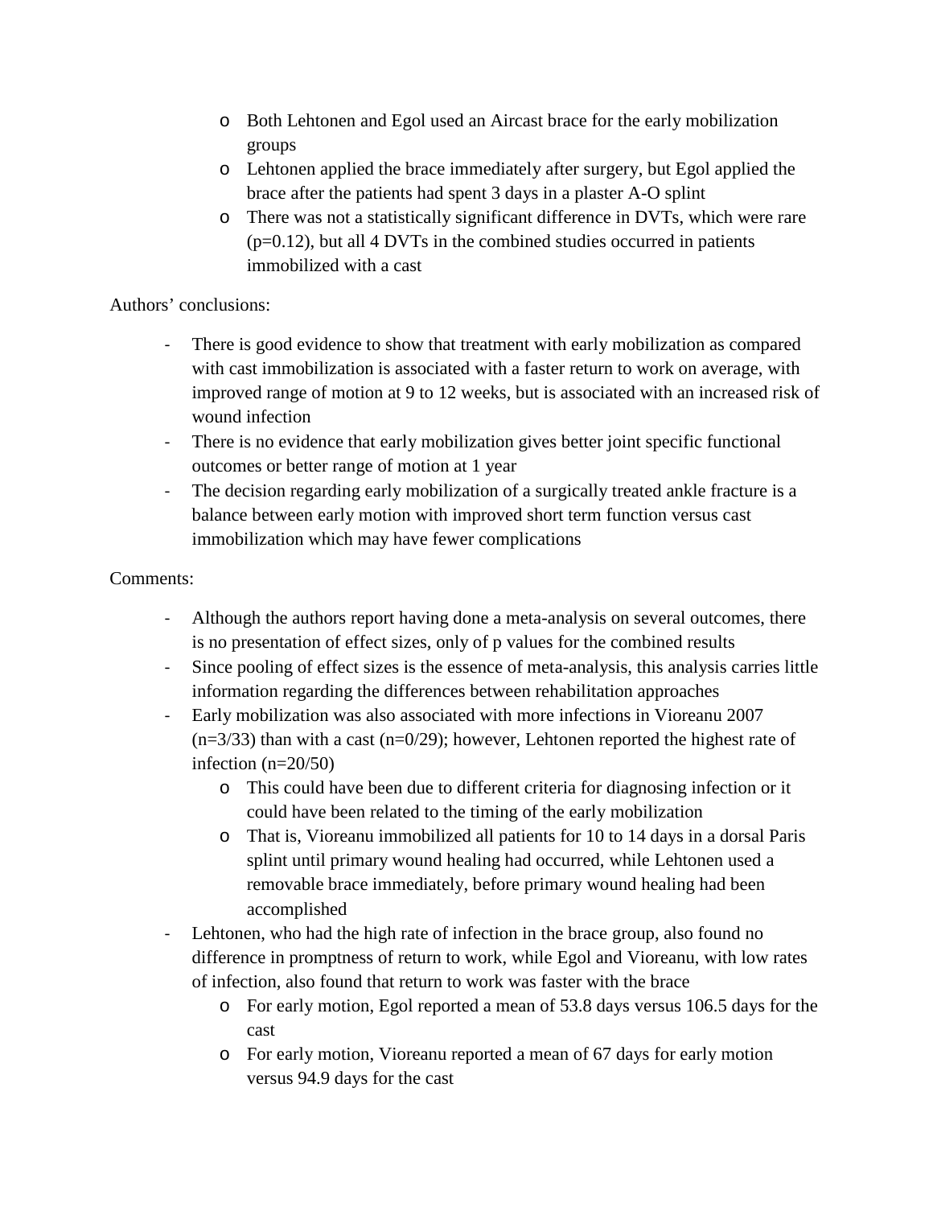- Both Lehtonen and Egol used an Aircast brace for the early mobilization groups
  - Lehtonen applied the brace immediately after surgery, but Egol applied the brace after the patients had spent 3 days in a plaster A-O splint
  - There was not a statistically significant difference in DVTs, which were rare ($p=0.12$), but all 4 DVTs in the combined studies occurred in patients immobilized with a cast

Authors' conclusions:

- There is good evidence to show that treatment with early mobilization as compared with cast immobilization is associated with a faster return to work on average, with improved range of motion at 9 to 12 weeks, but is associated with an increased risk of wound infection
- There is no evidence that early mobilization gives better joint specific functional outcomes or better range of motion at 1 year
- The decision regarding early mobilization of a surgically treated ankle fracture is a balance between early motion with improved short term function versus cast immobilization which may have fewer complications

Comments:

- Although the authors report having done a meta-analysis on several outcomes, there is no presentation of effect sizes, only of p values for the combined results
- Since pooling of effect sizes is the essence of meta-analysis, this analysis carries little information regarding the differences between rehabilitation approaches
- Early mobilization was also associated with more infections in Vioreanu 2007 (n=3/33) than with a cast (n=0/29); however, Lehtonen reported the highest rate of infection (n=20/50)
  - This could have been due to different criteria for diagnosing infection or it could have been related to the timing of the early mobilization
  - That is, Vioreanu immobilized all patients for 10 to 14 days in a dorsal Paris splint until primary wound healing had occurred, while Lehtonen used a removable brace immediately, before primary wound healing had been accomplished
- Lehtonen, who had the high rate of infection in the brace group, also found no difference in promptness of return to work, while Egol and Vioreanu, with low rates of infection, also found that return to work was faster with the brace
  - For early motion, Egol reported a mean of 53.8 days versus 106.5 days for the cast
  - For early motion, Vioreanu reported a mean of 67 days for early motion versus 94.9 days for the cast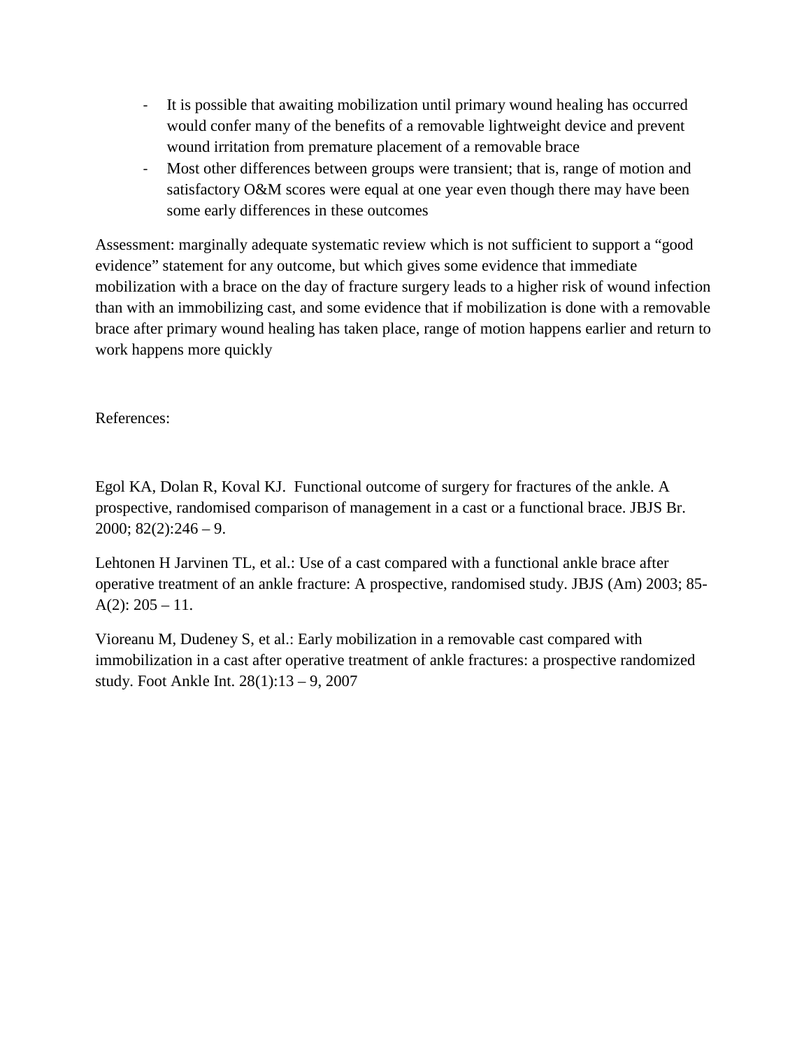- It is possible that awaiting mobilization until primary wound healing has occurred would confer many of the benefits of a removable lightweight device and prevent wound irritation from premature placement of a removable brace
- Most other differences between groups were transient; that is, range of motion and satisfactory O&M scores were equal at one year even though there may have been some early differences in these outcomes

Assessment: marginally adequate systematic review which is not sufficient to support a "good evidence" statement for any outcome, but which gives some evidence that immediate mobilization with a brace on the day of fracture surgery leads to a higher risk of wound infection than with an immobilizing cast, and some evidence that if mobilization is done with a removable brace after primary wound healing has taken place, range of motion happens earlier and return to work happens more quickly

References:

Egol KA, Dolan R, Koval KJ. Functional outcome of surgery for fractures of the ankle. A prospective, randomised comparison of management in a cast or a functional brace. JBJS Br. 2000; 82(2):246 – 9.

Lehtonen H Jarvinen TL, et al.: Use of a cast compared with a functional ankle brace after operative treatment of an ankle fracture: A prospective, randomised study. JBJS (Am) 2003; 85-A(2): 205 – 11.

Vioreanu M, Dudeney S, et al.: Early mobilization in a removable cast compared with immobilization in a cast after operative treatment of ankle fractures: a prospective randomized study. Foot Ankle Int. 28(1):13 – 9, 2007